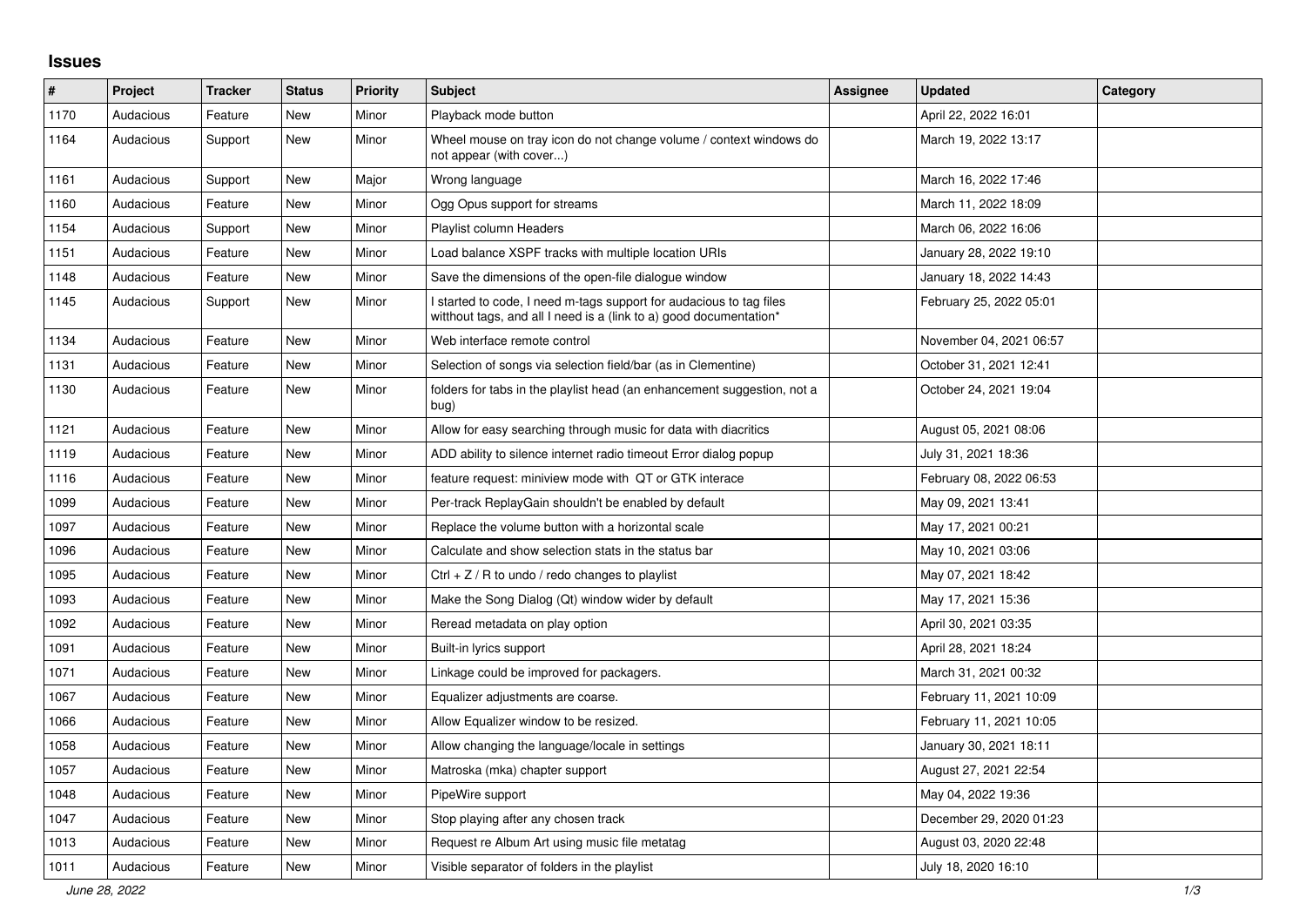## Issues

| # | Project | Tracker | Status | Priority | Subject | Assignee | Updated | Category |
|---|---|---|---|---|---|---|---|---|
| 1170 | Audacious | Feature | New | Minor | Playback mode button | | April 22, 2022 16:01 | |
| 1164 | Audacious | Support | New | Minor | Wheel mouse on tray icon do not change volume / context windows do not appear (with cover...) | | March 19, 2022 13:17 | |
| 1161 | Audacious | Support | New | Major | Wrong language | | March 16, 2022 17:46 | |
| 1160 | Audacious | Feature | New | Minor | Ogg Opus support for streams | | March 11, 2022 18:09 | |
| 1154 | Audacious | Support | New | Minor | Playlist column Headers | | March 06, 2022 16:06 | |
| 1151 | Audacious | Feature | New | Minor | Load balance XSPF tracks with multiple location URIs | | January 28, 2022 19:10 | |
| 1148 | Audacious | Feature | New | Minor | Save the dimensions of the open-file dialogue window | | January 18, 2022 14:43 | |
| 1145 | Audacious | Support | New | Minor | I started to code, I need m-tags support for audacious to tag files witthout tags, and all I need is a (link to a) good documentation* | | February 25, 2022 05:01 | |
| 1134 | Audacious | Feature | New | Minor | Web interface remote control | | November 04, 2021 06:57 | |
| 1131 | Audacious | Feature | New | Minor | Selection of songs via selection field/bar (as in Clementine) | | October 31, 2021 12:41 | |
| 1130 | Audacious | Feature | New | Minor | folders for tabs in the playlist head (an enhancement suggestion, not a bug) | | October 24, 2021 19:04 | |
| 1121 | Audacious | Feature | New | Minor | Allow for easy searching through music for data with diacritics | | August 05, 2021 08:06 | |
| 1119 | Audacious | Feature | New | Minor | ADD ability to silence internet radio timeout Error dialog popup | | July 31, 2021 18:36 | |
| 1116 | Audacious | Feature | New | Minor | feature request: miniview mode with QT or GTK interace | | February 08, 2022 06:53 | |
| 1099 | Audacious | Feature | New | Minor | Per-track ReplayGain shouldn't be enabled by default | | May 09, 2021 13:41 | |
| 1097 | Audacious | Feature | New | Minor | Replace the volume button with a horizontal scale | | May 17, 2021 00:21 | |
| 1096 | Audacious | Feature | New | Minor | Calculate and show selection stats in the status bar | | May 10, 2021 03:06 | |
| 1095 | Audacious | Feature | New | Minor | Ctrl + Z / R to undo / redo changes to playlist | | May 07, 2021 18:42 | |
| 1093 | Audacious | Feature | New | Minor | Make the Song Dialog (Qt) window wider by default | | May 17, 2021 15:36 | |
| 1092 | Audacious | Feature | New | Minor | Reread metadata on play option | | April 30, 2021 03:35 | |
| 1091 | Audacious | Feature | New | Minor | Built-in lyrics support | | April 28, 2021 18:24 | |
| 1071 | Audacious | Feature | New | Minor | Linkage could be improved for packagers. | | March 31, 2021 00:32 | |
| 1067 | Audacious | Feature | New | Minor | Equalizer adjustments are coarse. | | February 11, 2021 10:09 | |
| 1066 | Audacious | Feature | New | Minor | Allow Equalizer window to be resized. | | February 11, 2021 10:05 | |
| 1058 | Audacious | Feature | New | Minor | Allow changing the language/locale in settings | | January 30, 2021 18:11 | |
| 1057 | Audacious | Feature | New | Minor | Matroska (mka) chapter support | | August 27, 2021 22:54 | |
| 1048 | Audacious | Feature | New | Minor | PipeWire support | | May 04, 2022 19:36 | |
| 1047 | Audacious | Feature | New | Minor | Stop playing after any chosen track | | December 29, 2020 01:23 | |
| 1013 | Audacious | Feature | New | Minor | Request re Album Art using music file metatag | | August 03, 2020 22:48 | |
| 1011 | Audacious | Feature | New | Minor | Visible separator of folders in the playlist | | July 18, 2020 16:10 | |

*June 28, 2022*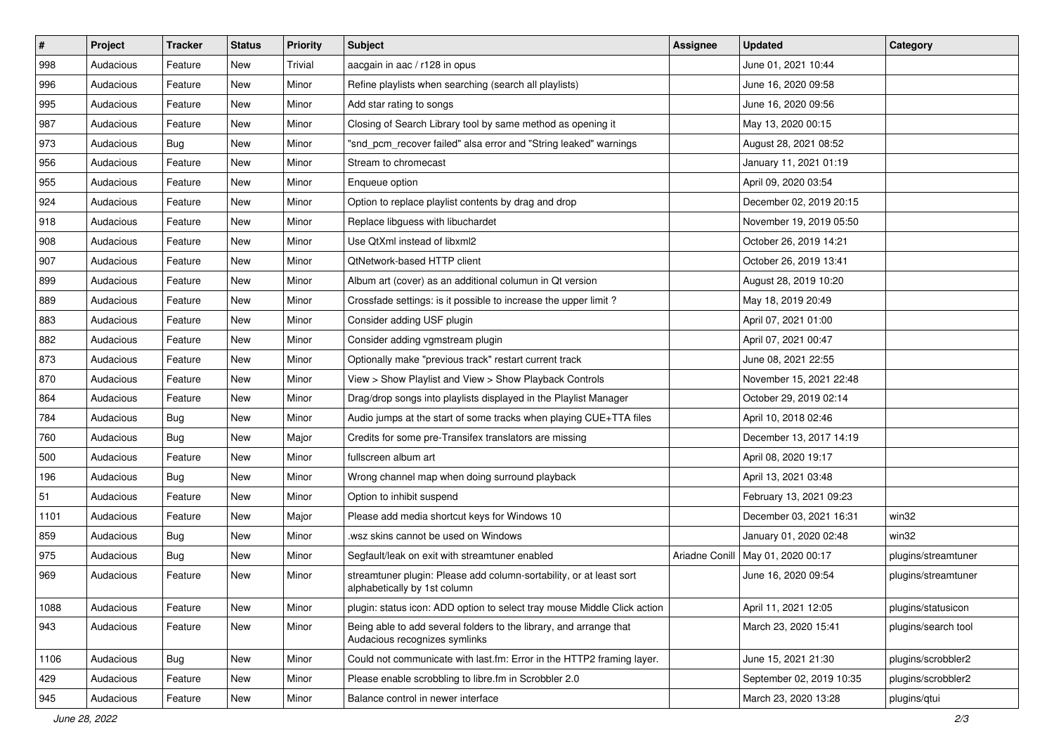| # | Project | Tracker | Status | Priority | Subject | Assignee | Updated | Category |
|---|---|---|---|---|---|---|---|---|
| 998 | Audacious | Feature | New | Trivial | aacgain in aac / r128 in opus | | June 01, 2021 10:44 | |
| 996 | Audacious | Feature | New | Minor | Refine playlists when searching (search all playlists) | | June 16, 2020 09:58 | |
| 995 | Audacious | Feature | New | Minor | Add star rating to songs | | June 16, 2020 09:56 | |
| 987 | Audacious | Feature | New | Minor | Closing of Search Library tool by same method as opening it | | May 13, 2020 00:15 | |
| 973 | Audacious | Bug | New | Minor | "snd_pcm_recover failed" alsa error and "String leaked" warnings | | August 28, 2021 08:52 | |
| 956 | Audacious | Feature | New | Minor | Stream to chromecast | | January 11, 2021 01:19 | |
| 955 | Audacious | Feature | New | Minor | Enqueue option | | April 09, 2020 03:54 | |
| 924 | Audacious | Feature | New | Minor | Option to replace playlist contents by drag and drop | | December 02, 2019 20:15 | |
| 918 | Audacious | Feature | New | Minor | Replace libguess with libuchardet | | November 19, 2019 05:50 | |
| 908 | Audacious | Feature | New | Minor | Use QtXml instead of libxml2 | | October 26, 2019 14:21 | |
| 907 | Audacious | Feature | New | Minor | QtNetwork-based HTTP client | | October 26, 2019 13:41 | |
| 899 | Audacious | Feature | New | Minor | Album art (cover) as an additional columun in Qt version | | August 28, 2019 10:20 | |
| 889 | Audacious | Feature | New | Minor | Crossfade settings: is it possible to increase the upper limit ? | | May 18, 2019 20:49 | |
| 883 | Audacious | Feature | New | Minor | Consider adding USF plugin | | April 07, 2021 01:00 | |
| 882 | Audacious | Feature | New | Minor | Consider adding vgmstream plugin | | April 07, 2021 00:47 | |
| 873 | Audacious | Feature | New | Minor | Optionally make "previous track" restart current track | | June 08, 2021 22:55 | |
| 870 | Audacious | Feature | New | Minor | View > Show Playlist and View > Show Playback Controls | | November 15, 2021 22:48 | |
| 864 | Audacious | Feature | New | Minor | Drag/drop songs into playlists displayed in the Playlist Manager | | October 29, 2019 02:14 | |
| 784 | Audacious | Bug | New | Minor | Audio jumps at the start of some tracks when playing CUE+TTA files | | April 10, 2018 02:46 | |
| 760 | Audacious | Bug | New | Major | Credits for some pre-Transifex translators are missing | | December 13, 2017 14:19 | |
| 500 | Audacious | Feature | New | Minor | fullscreen album art | | April 08, 2020 19:17 | |
| 196 | Audacious | Bug | New | Minor | Wrong channel map when doing surround playback | | April 13, 2021 03:48 | |
| 51 | Audacious | Feature | New | Minor | Option to inhibit suspend | | February 13, 2021 09:23 | |
| 1101 | Audacious | Feature | New | Major | Please add media shortcut keys for Windows 10 | | December 03, 2021 16:31 | win32 |
| 859 | Audacious | Bug | New | Minor | .wsz skins cannot be used on Windows | | January 01, 2020 02:48 | win32 |
| 975 | Audacious | Bug | New | Minor | Segfault/leak on exit with streamtuner enabled | Ariadne Conill | May 01, 2020 00:17 | plugins/streamtuner |
| 969 | Audacious | Feature | New | Minor | streamtuner plugin: Please add column-sortability, or at least sort alphabetically by 1st column | | June 16, 2020 09:54 | plugins/streamtuner |
| 1088 | Audacious | Feature | New | Minor | plugin: status icon: ADD option to select tray mouse Middle Click action | | April 11, 2021 12:05 | plugins/statusicon |
| 943 | Audacious | Feature | New | Minor | Being able to add several folders to the library, and arrange that Audacious recognizes symlinks | | March 23, 2020 15:41 | plugins/search tool |
| 1106 | Audacious | Bug | New | Minor | Could not communicate with last.fm: Error in the HTTP2 framing layer. | | June 15, 2021 21:30 | plugins/scrobbler2 |
| 429 | Audacious | Feature | New | Minor | Please enable scrobbling to libre.fm in Scrobbler 2.0 | | September 02, 2019 10:35 | plugins/scrobbler2 |
| 945 | Audacious | Feature | New | Minor | Balance control in newer interface | | March 23, 2020 13:28 | plugins/qtui |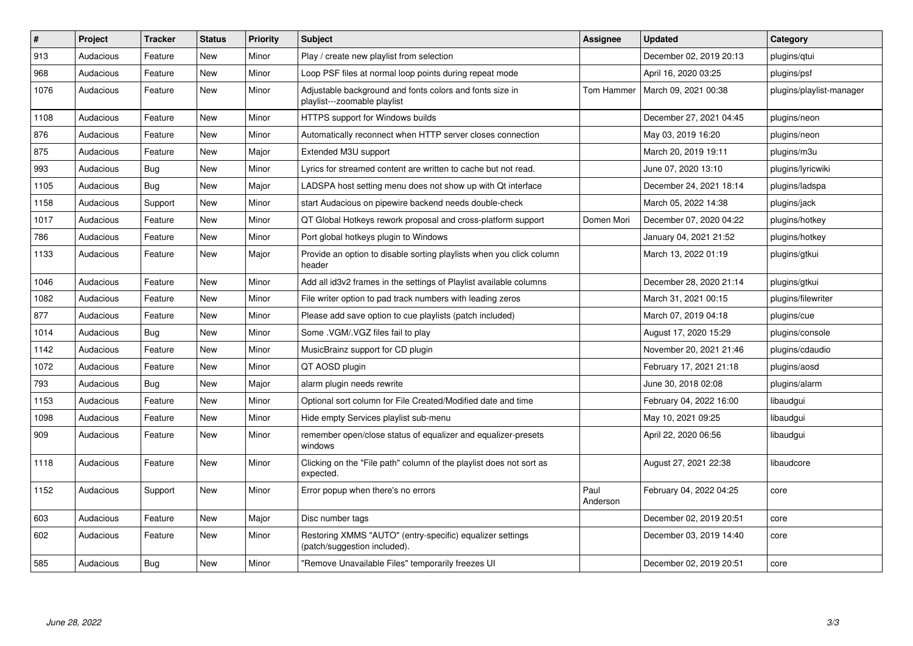| # | Project | Tracker | Status | Priority | Subject | Assignee | Updated | Category |
|---|---|---|---|---|---|---|---|---|
| 913 | Audacious | Feature | New | Minor | Play / create new playlist from selection | | December 02, 2019 20:13 | plugins/qtui |
| 968 | Audacious | Feature | New | Minor | Loop PSF files at normal loop points during repeat mode | | April 16, 2020 03:25 | plugins/psf |
| 1076 | Audacious | Feature | New | Minor | Adjustable background and fonts colors and fonts size in playlist---zoomable playlist | Tom Hammer | March 09, 2021 00:38 | plugins/playlist-manager |
| 1108 | Audacious | Feature | New | Minor | HTTPS support for Windows builds | | December 27, 2021 04:45 | plugins/neon |
| 876 | Audacious | Feature | New | Minor | Automatically reconnect when HTTP server closes connection | | May 03, 2019 16:20 | plugins/neon |
| 875 | Audacious | Feature | New | Major | Extended M3U support | | March 20, 2019 19:11 | plugins/m3u |
| 993 | Audacious | Bug | New | Minor | Lyrics for streamed content are written to cache but not read. | | June 07, 2020 13:10 | plugins/lyricwiki |
| 1105 | Audacious | Bug | New | Major | LADSPA host setting menu does not show up with Qt interface | | December 24, 2021 18:14 | plugins/ladspa |
| 1158 | Audacious | Support | New | Minor | start Audacious on pipewire backend needs double-check | | March 05, 2022 14:38 | plugins/jack |
| 1017 | Audacious | Feature | New | Minor | QT Global Hotkeys rework proposal and cross-platform support | Domen Mori | December 07, 2020 04:22 | plugins/hotkey |
| 786 | Audacious | Feature | New | Minor | Port global hotkeys plugin to Windows | | January 04, 2021 21:52 | plugins/hotkey |
| 1133 | Audacious | Feature | New | Major | Provide an option to disable sorting playlists when you click column header | | March 13, 2022 01:19 | plugins/gtkui |
| 1046 | Audacious | Feature | New | Minor | Add all id3v2 frames in the settings of Playlist available columns | | December 28, 2020 21:14 | plugins/gtkui |
| 1082 | Audacious | Feature | New | Minor | File writer option to pad track numbers with leading zeros | | March 31, 2021 00:15 | plugins/filewriter |
| 877 | Audacious | Feature | New | Minor | Please add save option to cue playlists (patch included) | | March 07, 2019 04:18 | plugins/cue |
| 1014 | Audacious | Bug | New | Minor | Some .VGM/.VGZ files fail to play | | August 17, 2020 15:29 | plugins/console |
| 1142 | Audacious | Feature | New | Minor | MusicBrainz support for CD plugin | | November 20, 2021 21:46 | plugins/cdaudio |
| 1072 | Audacious | Feature | New | Minor | QT AOSD plugin | | February 17, 2021 21:18 | plugins/aosd |
| 793 | Audacious | Bug | New | Major | alarm plugin needs rewrite | | June 30, 2018 02:08 | plugins/alarm |
| 1153 | Audacious | Feature | New | Minor | Optional sort column for File Created/Modified date and time | | February 04, 2022 16:00 | libaudgui |
| 1098 | Audacious | Feature | New | Minor | Hide empty Services playlist sub-menu | | May 10, 2021 09:25 | libaudgui |
| 909 | Audacious | Feature | New | Minor | remember open/close status of equalizer and equalizer-presets windows | | April 22, 2020 06:56 | libaudgui |
| 1118 | Audacious | Feature | New | Minor | Clicking on the "File path" column of the playlist does not sort as expected. | | August 27, 2021 22:38 | libaudcore |
| 1152 | Audacious | Support | New | Minor | Error popup when there's no errors | Paul Anderson | February 04, 2022 04:25 | core |
| 603 | Audacious | Feature | New | Major | Disc number tags | | December 02, 2019 20:51 | core |
| 602 | Audacious | Feature | New | Minor | Restoring XMMS "AUTO" (entry-specific) equalizer settings (patch/suggestion included). | | December 03, 2019 14:40 | core |
| 585 | Audacious | Bug | New | Minor | "Remove Unavailable Files" temporarily freezes UI | | December 02, 2019 20:51 | core |

*June 28, 2022*